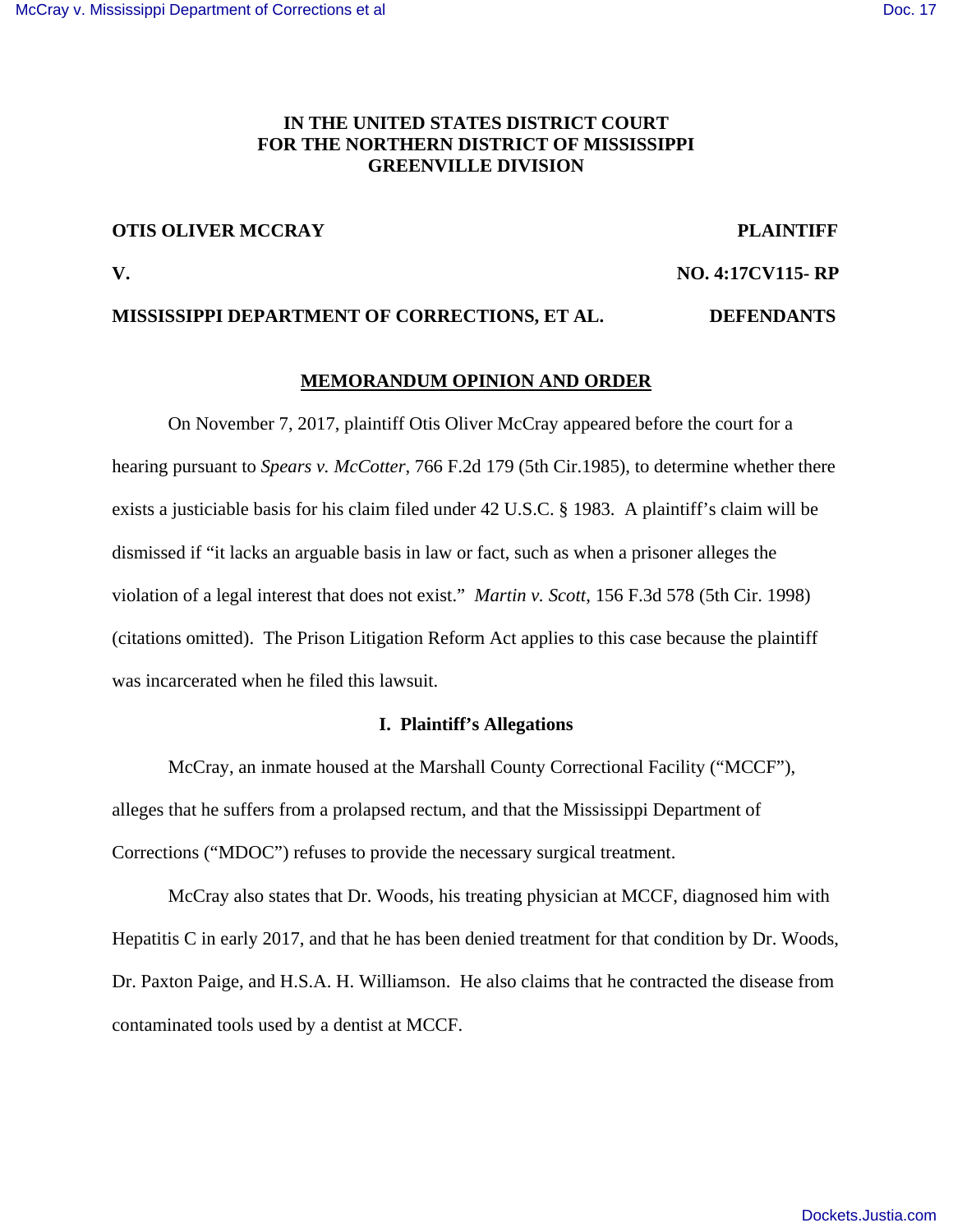**IN THE UNITED STATES DISTRICT COURT**
**FOR THE NORTHERN DISTRICT OF MISSISSIPPI**
**GREENVILLE DIVISION**

**OTIS OLIVER MCCRAY** **PLAINTIFF**

**V.** **NO. 4:17CV115- RP**

**MISSISSIPPI DEPARTMENT OF CORRECTIONS, ET AL.** **DEFENDANTS**

**MEMORANDUM OPINION AND ORDER**

On November 7, 2017, plaintiff Otis Oliver McCray appeared before the court for a hearing pursuant to *Spears v. McCotter*, 766 F.2d 179 (5th Cir.1985), to determine whether there exists a justiciable basis for his claim filed under 42 U.S.C. § 1983. A plaintiff's claim will be dismissed if "it lacks an arguable basis in law or fact, such as when a prisoner alleges the violation of a legal interest that does not exist." *Martin v. Scott*, 156 F.3d 578 (5th Cir. 1998) (citations omitted). The Prison Litigation Reform Act applies to this case because the plaintiff was incarcerated when he filed this lawsuit.

## I. Plaintiff's Allegations

McCray, an inmate housed at the Marshall County Correctional Facility ("MCCF"), alleges that he suffers from a prolapsed rectum, and that the Mississippi Department of Corrections ("MDOC") refuses to provide the necessary surgical treatment.

McCray also states that Dr. Woods, his treating physician at MCCF, diagnosed him with Hepatitis C in early 2017, and that he has been denied treatment for that condition by Dr. Woods, Dr. Paxton Paige, and H.S.A. H. Williamson. He also claims that he contracted the disease from contaminated tools used by a dentist at MCCF.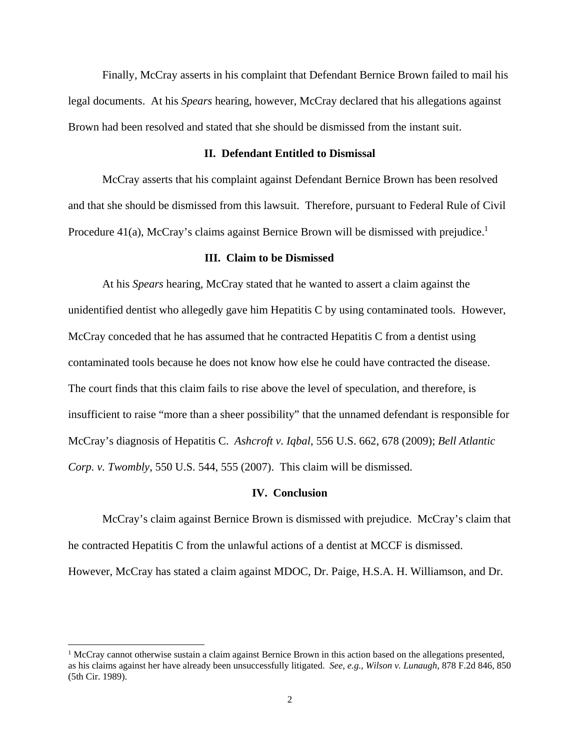Finally, McCray asserts in his complaint that Defendant Bernice Brown failed to mail his legal documents. At his *Spears* hearing, however, McCray declared that his allegations against Brown had been resolved and stated that she should be dismissed from the instant suit.

### II. Defendant Entitled to Dismissal

McCray asserts that his complaint against Defendant Bernice Brown has been resolved and that she should be dismissed from this lawsuit. Therefore, pursuant to Federal Rule of Civil Procedure 41(a), McCray's claims against Bernice Brown will be dismissed with prejudice.[1]

### III. Claim to be Dismissed

At his *Spears* hearing, McCray stated that he wanted to assert a claim against the unidentified dentist who allegedly gave him Hepatitis C by using contaminated tools. However, McCray conceded that he has assumed that he contracted Hepatitis C from a dentist using contaminated tools because he does not know how else he could have contracted the disease. The court finds that this claim fails to rise above the level of speculation, and therefore, is insufficient to raise "more than a sheer possibility" that the unnamed defendant is responsible for McCray's diagnosis of Hepatitis C. *Ashcroft v. Iqbal*, 556 U.S. 662, 678 (2009); *Bell Atlantic Corp. v. Twombly*, 550 U.S. 544, 555 (2007). This claim will be dismissed.

### IV. Conclusion

McCray's claim against Bernice Brown is dismissed with prejudice. McCray's claim that he contracted Hepatitis C from the unlawful actions of a dentist at MCCF is dismissed. However, McCray has stated a claim against MDOC, Dr. Paige, H.S.A. H. Williamson, and Dr.

---

[1] McCray cannot otherwise sustain a claim against Bernice Brown in this action based on the allegations presented, as his claims against her have already been unsuccessfully litigated. *See, e.g., Wilson v. Lunaugh*, 878 F.2d 846, 850 (5th Cir. 1989).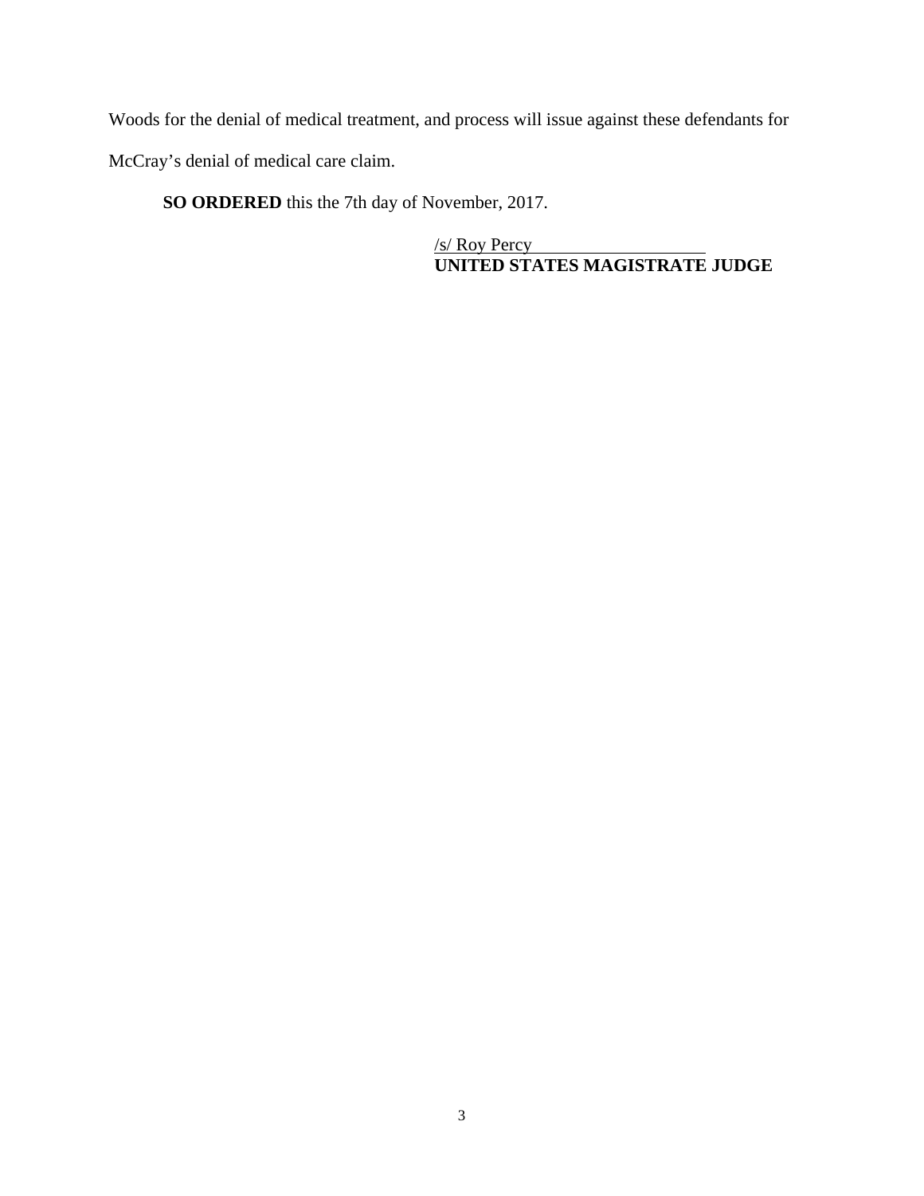Woods for the denial of medical treatment, and process will issue against these defendants for McCray's denial of medical care claim.

**SO ORDERED** this the 7th day of November, 2017.

/s/ Roy Percy
**UNITED STATES MAGISTRATE JUDGE**